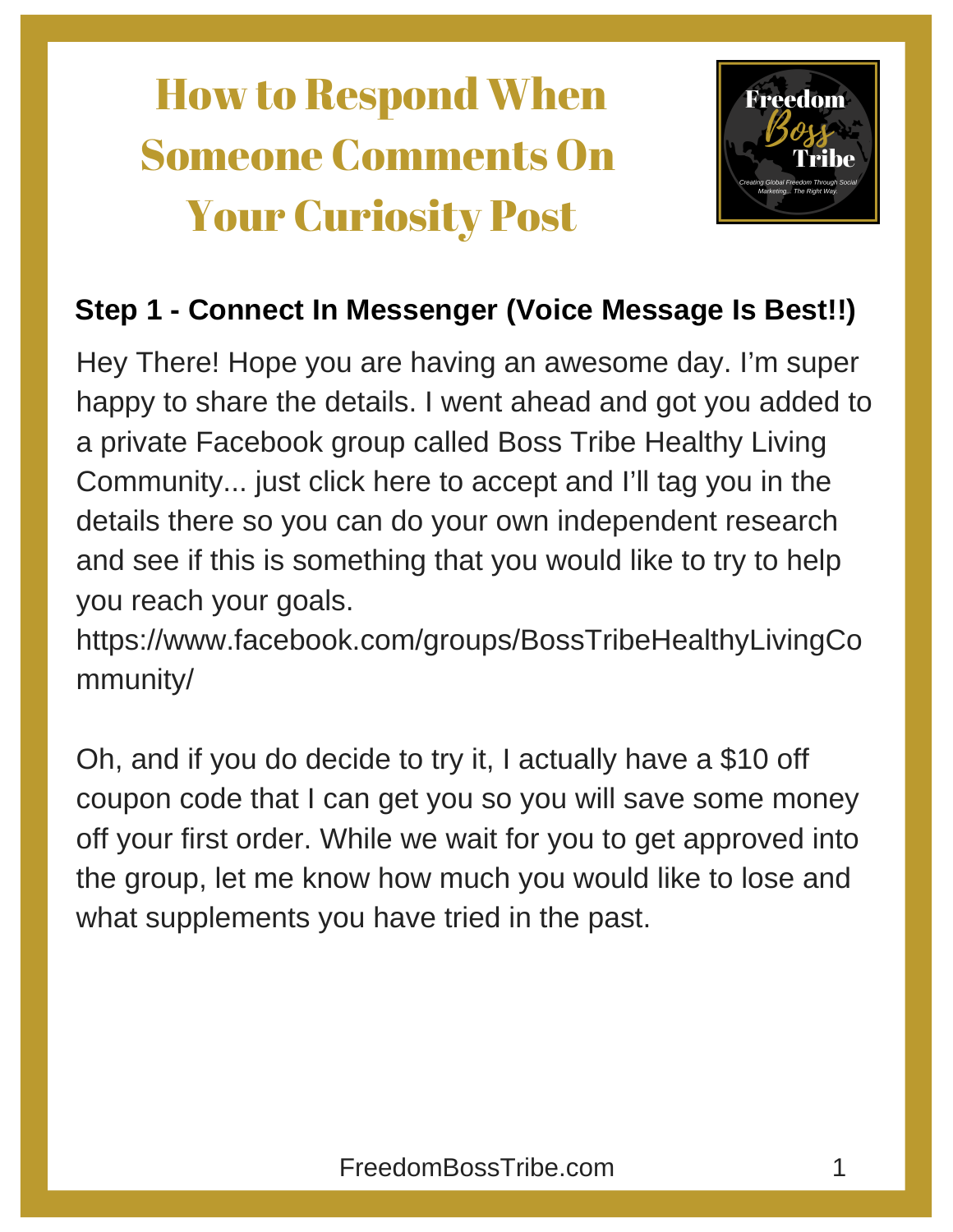# How to Respond When Someone Comments On Your Curiosity Post

**Step 1 - Connect In Messenger (Voice Message Is Best!!)**

Hey There! Hope you are having an awesome day. I'm super happy to share the details. I went ahead and got you added to a private Facebook group called Boss Tribe Healthy Living Community... just click here to accept and I'll tag you in the details there so you can do your own independent research and see if this is something that you would like to try to help you reach your goals.
https://www.facebook.com/groups/BossTribeHealthyLivingCommunity/

Oh, and if you do decide to try it, I actually have a $10 off coupon code that I can get you so you will save some money off your first order. While we wait for you to get approved into the group, let me know how much you would like to lose and what supplements you have tried in the past.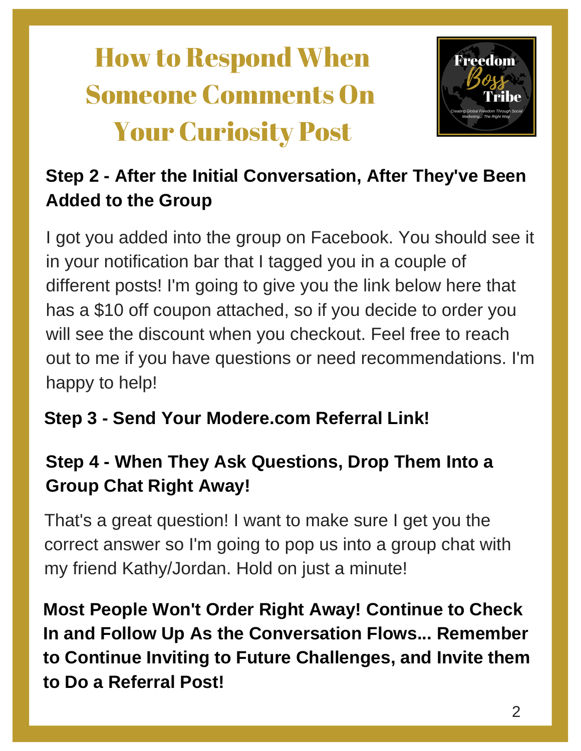# How to Respond When Someone Comments On Your Curiosity Post

**Step 2 - After the Initial Conversation, After They've Been Added to the Group**

I got you added into the group on Facebook. You should see it in your notification bar that I tagged you in a couple of different posts! I'm going to give you the link below here that has a $10 off coupon attached, so if you decide to order you will see the discount when you checkout. Feel free to reach out to me if you have questions or need recommendations. I'm happy to help!

**Step 3 - Send Your Modere.com Referral Link!**

**Step 4 - When They Ask Questions, Drop Them Into a Group Chat Right Away!**

That's a great question! I want to make sure I get you the correct answer so I'm going to pop us into a group chat with my friend Kathy/Jordan. Hold on just a minute!

**Most People Won't Order Right Away! Continue to Check In and Follow Up As the Conversation Flows... Remember to Continue Inviting to Future Challenges, and Invite them to Do a Referral Post!**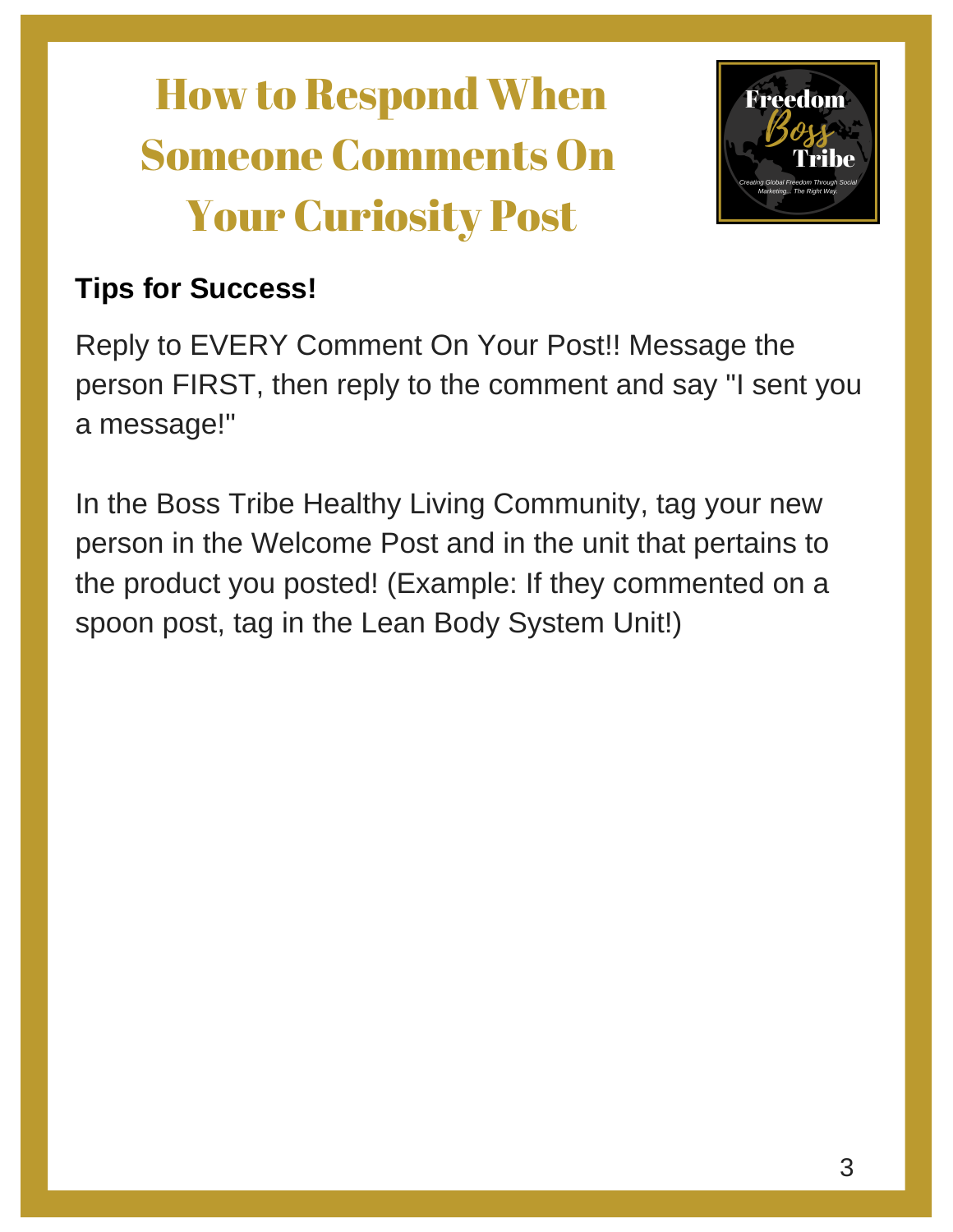# How to Respond When Someone Comments On Your Curiosity Post

**Tips for Success!**

Reply to EVERY Comment On Your Post!! Message the person FIRST, then reply to the comment and say "I sent you a message!"

In the Boss Tribe Healthy Living Community, tag your new person in the Welcome Post and in the unit that pertains to the product you posted! (Example: If they commented on a spoon post, tag in the Lean Body System Unit!)